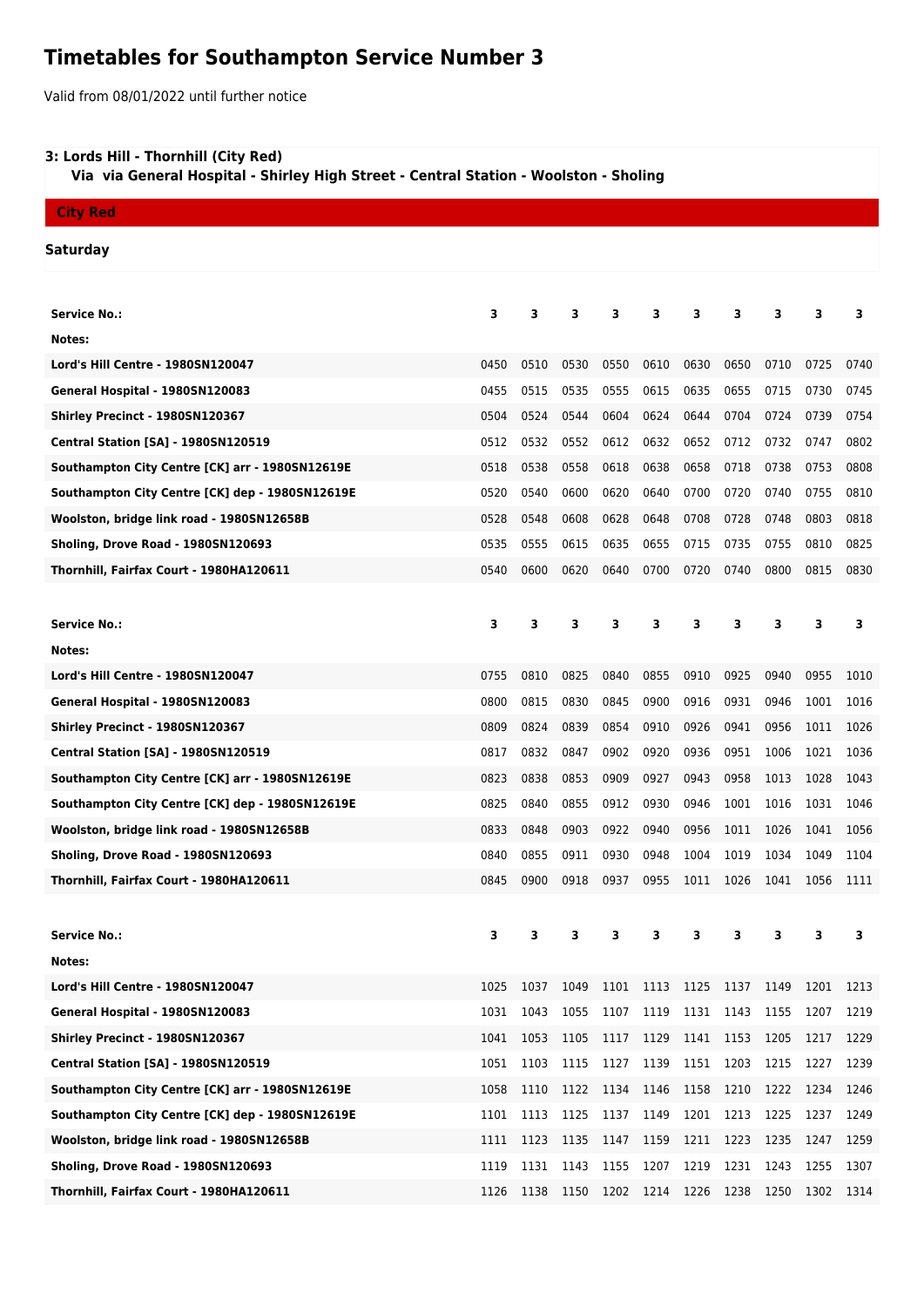# Timetables for Southampton Service Number 3

Valid from 08/01/2022 until further notice

**3: Lords Hill - Thornhill (City Red)**
**Via via General Hospital - Shirley High Street - Central Station - Woolston - Sholing**

**City Red**

**Saturday**

| Service No.: | 3 | 3 | 3 | 3 | 3 | 3 | 3 | 3 | 3 | 3 |
|---|---|---|---|---|---|---|---|---|---|---|
| Notes: | | | | | | | | | | |
| Lord's Hill Centre - 1980SN120047 | 0450 | 0510 | 0530 | 0550 | 0610 | 0630 | 0650 | 0710 | 0725 | 0740 |
| General Hospital - 1980SN120083 | 0455 | 0515 | 0535 | 0555 | 0615 | 0635 | 0655 | 0715 | 0730 | 0745 |
| Shirley Precinct - 1980SN120367 | 0504 | 0524 | 0544 | 0604 | 0624 | 0644 | 0704 | 0724 | 0739 | 0754 |
| Central Station [SA] - 1980SN120519 | 0512 | 0532 | 0552 | 0612 | 0632 | 0652 | 0712 | 0732 | 0747 | 0802 |
| Southampton City Centre [CK] arr - 1980SN12619E | 0518 | 0538 | 0558 | 0618 | 0638 | 0658 | 0718 | 0738 | 0753 | 0808 |
| Southampton City Centre [CK] dep - 1980SN12619E | 0520 | 0540 | 0600 | 0620 | 0640 | 0700 | 0720 | 0740 | 0755 | 0810 |
| Woolston, bridge link road - 1980SN12658B | 0528 | 0548 | 0608 | 0628 | 0648 | 0708 | 0728 | 0748 | 0803 | 0818 |
| Sholing, Drove Road - 1980SN120693 | 0535 | 0555 | 0615 | 0635 | 0655 | 0715 | 0735 | 0755 | 0810 | 0825 |
| Thornhill, Fairfax Court - 1980HA120611 | 0540 | 0600 | 0620 | 0640 | 0700 | 0720 | 0740 | 0800 | 0815 | 0830 |

| Service No.: | 3 | 3 | 3 | 3 | 3 | 3 | 3 | 3 | 3 | 3 |
|---|---|---|---|---|---|---|---|---|---|---|
| Notes: | | | | | | | | | | |
| Lord's Hill Centre - 1980SN120047 | 0755 | 0810 | 0825 | 0840 | 0855 | 0910 | 0925 | 0940 | 0955 | 1010 |
| General Hospital - 1980SN120083 | 0800 | 0815 | 0830 | 0845 | 0900 | 0916 | 0931 | 0946 | 1001 | 1016 |
| Shirley Precinct - 1980SN120367 | 0809 | 0824 | 0839 | 0854 | 0910 | 0926 | 0941 | 0956 | 1011 | 1026 |
| Central Station [SA] - 1980SN120519 | 0817 | 0832 | 0847 | 0902 | 0920 | 0936 | 0951 | 1006 | 1021 | 1036 |
| Southampton City Centre [CK] arr - 1980SN12619E | 0823 | 0838 | 0853 | 0909 | 0927 | 0943 | 0958 | 1013 | 1028 | 1043 |
| Southampton City Centre [CK] dep - 1980SN12619E | 0825 | 0840 | 0855 | 0912 | 0930 | 0946 | 1001 | 1016 | 1031 | 1046 |
| Woolston, bridge link road - 1980SN12658B | 0833 | 0848 | 0903 | 0922 | 0940 | 0956 | 1011 | 1026 | 1041 | 1056 |
| Sholing, Drove Road - 1980SN120693 | 0840 | 0855 | 0911 | 0930 | 0948 | 1004 | 1019 | 1034 | 1049 | 1104 |
| Thornhill, Fairfax Court - 1980HA120611 | 0845 | 0900 | 0918 | 0937 | 0955 | 1011 | 1026 | 1041 | 1056 | 1111 |

| Service No.: | 3 | 3 | 3 | 3 | 3 | 3 | 3 | 3 | 3 | 3 |
|---|---|---|---|---|---|---|---|---|---|---|
| Notes: | | | | | | | | | | |
| Lord's Hill Centre - 1980SN120047 | 1025 | 1037 | 1049 | 1101 | 1113 | 1125 | 1137 | 1149 | 1201 | 1213 |
| General Hospital - 1980SN120083 | 1031 | 1043 | 1055 | 1107 | 1119 | 1131 | 1143 | 1155 | 1207 | 1219 |
| Shirley Precinct - 1980SN120367 | 1041 | 1053 | 1105 | 1117 | 1129 | 1141 | 1153 | 1205 | 1217 | 1229 |
| Central Station [SA] - 1980SN120519 | 1051 | 1103 | 1115 | 1127 | 1139 | 1151 | 1203 | 1215 | 1227 | 1239 |
| Southampton City Centre [CK] arr - 1980SN12619E | 1058 | 1110 | 1122 | 1134 | 1146 | 1158 | 1210 | 1222 | 1234 | 1246 |
| Southampton City Centre [CK] dep - 1980SN12619E | 1101 | 1113 | 1125 | 1137 | 1149 | 1201 | 1213 | 1225 | 1237 | 1249 |
| Woolston, bridge link road - 1980SN12658B | 1111 | 1123 | 1135 | 1147 | 1159 | 1211 | 1223 | 1235 | 1247 | 1259 |
| Sholing, Drove Road - 1980SN120693 | 1119 | 1131 | 1143 | 1155 | 1207 | 1219 | 1231 | 1243 | 1255 | 1307 |
| Thornhill, Fairfax Court - 1980HA120611 | 1126 | 1138 | 1150 | 1202 | 1214 | 1226 | 1238 | 1250 | 1302 | 1314 |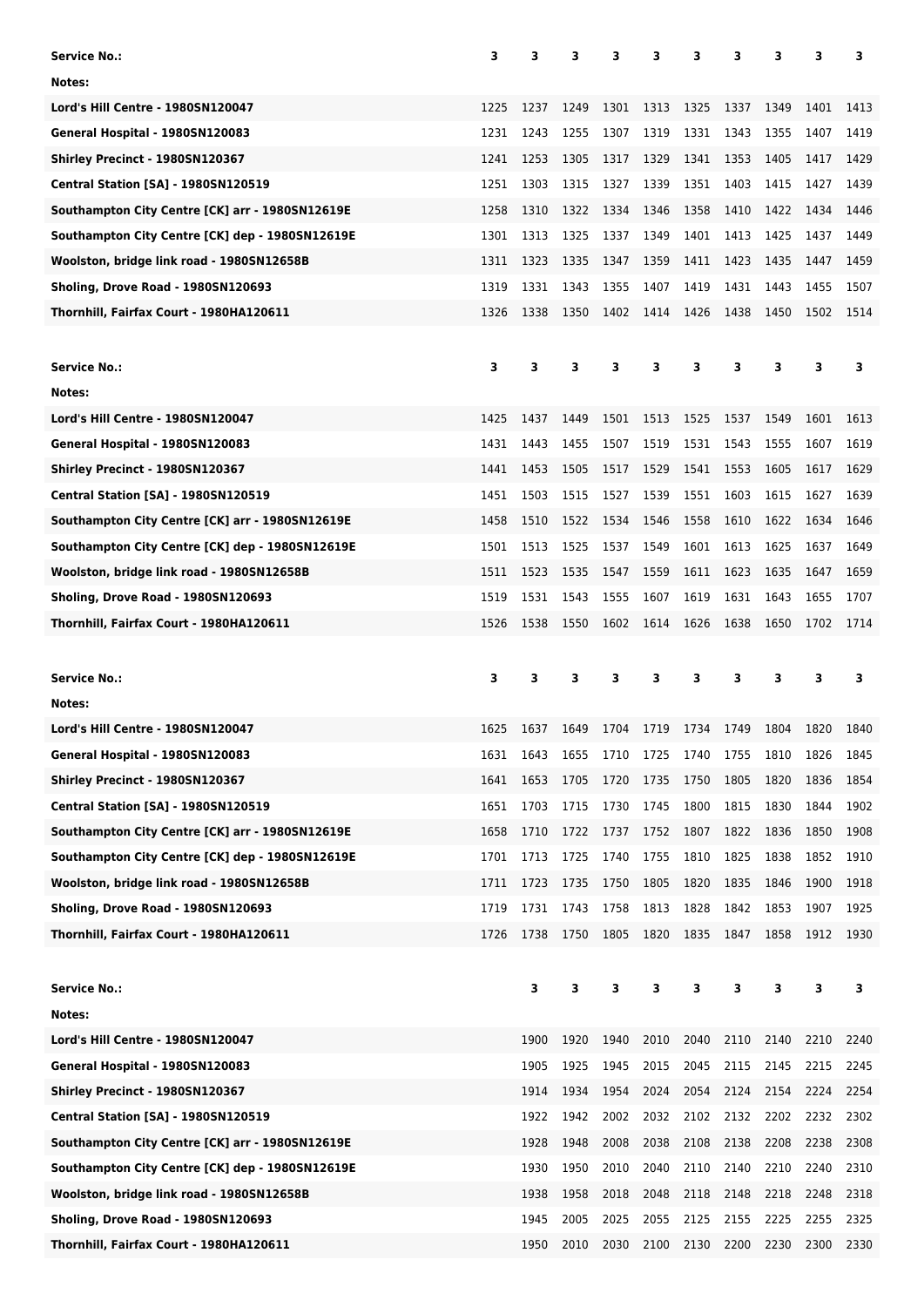| Service No.: | 3 | 3 | 3 | 3 | 3 | 3 | 3 | 3 | 3 | 3 |
|---|---|---|---|---|---|---|---|---|---|---|
| Notes: | | | | | | | | | | |
| Lord's Hill Centre - 1980SN120047 | 1225 | 1237 | 1249 | 1301 | 1313 | 1325 | 1337 | 1349 | 1401 | 1413 |
| General Hospital - 1980SN120083 | 1231 | 1243 | 1255 | 1307 | 1319 | 1331 | 1343 | 1355 | 1407 | 1419 |
| Shirley Precinct - 1980SN120367 | 1241 | 1253 | 1305 | 1317 | 1329 | 1341 | 1353 | 1405 | 1417 | 1429 |
| Central Station [SA] - 1980SN120519 | 1251 | 1303 | 1315 | 1327 | 1339 | 1351 | 1403 | 1415 | 1427 | 1439 |
| Southampton City Centre [CK] arr - 1980SN12619E | 1258 | 1310 | 1322 | 1334 | 1346 | 1358 | 1410 | 1422 | 1434 | 1446 |
| Southampton City Centre [CK] dep - 1980SN12619E | 1301 | 1313 | 1325 | 1337 | 1349 | 1401 | 1413 | 1425 | 1437 | 1449 |
| Woolston, bridge link road - 1980SN12658B | 1311 | 1323 | 1335 | 1347 | 1359 | 1411 | 1423 | 1435 | 1447 | 1459 |
| Sholing, Drove Road - 1980SN120693 | 1319 | 1331 | 1343 | 1355 | 1407 | 1419 | 1431 | 1443 | 1455 | 1507 |
| Thornhill, Fairfax Court - 1980HA120611 | 1326 | 1338 | 1350 | 1402 | 1414 | 1426 | 1438 | 1450 | 1502 | 1514 |

| Service No.: | 3 | 3 | 3 | 3 | 3 | 3 | 3 | 3 | 3 | 3 |
|---|---|---|---|---|---|---|---|---|---|---|
| Notes: | | | | | | | | | | |
| Lord's Hill Centre - 1980SN120047 | 1425 | 1437 | 1449 | 1501 | 1513 | 1525 | 1537 | 1549 | 1601 | 1613 |
| General Hospital - 1980SN120083 | 1431 | 1443 | 1455 | 1507 | 1519 | 1531 | 1543 | 1555 | 1607 | 1619 |
| Shirley Precinct - 1980SN120367 | 1441 | 1453 | 1505 | 1517 | 1529 | 1541 | 1553 | 1605 | 1617 | 1629 |
| Central Station [SA] - 1980SN120519 | 1451 | 1503 | 1515 | 1527 | 1539 | 1551 | 1603 | 1615 | 1627 | 1639 |
| Southampton City Centre [CK] arr - 1980SN12619E | 1458 | 1510 | 1522 | 1534 | 1546 | 1558 | 1610 | 1622 | 1634 | 1646 |
| Southampton City Centre [CK] dep - 1980SN12619E | 1501 | 1513 | 1525 | 1537 | 1549 | 1601 | 1613 | 1625 | 1637 | 1649 |
| Woolston, bridge link road - 1980SN12658B | 1511 | 1523 | 1535 | 1547 | 1559 | 1611 | 1623 | 1635 | 1647 | 1659 |
| Sholing, Drove Road - 1980SN120693 | 1519 | 1531 | 1543 | 1555 | 1607 | 1619 | 1631 | 1643 | 1655 | 1707 |
| Thornhill, Fairfax Court - 1980HA120611 | 1526 | 1538 | 1550 | 1602 | 1614 | 1626 | 1638 | 1650 | 1702 | 1714 |

| Service No.: | 3 | 3 | 3 | 3 | 3 | 3 | 3 | 3 | 3 | 3 |
|---|---|---|---|---|---|---|---|---|---|---|
| Notes: | | | | | | | | | | |
| Lord's Hill Centre - 1980SN120047 | 1625 | 1637 | 1649 | 1704 | 1719 | 1734 | 1749 | 1804 | 1820 | 1840 |
| General Hospital - 1980SN120083 | 1631 | 1643 | 1655 | 1710 | 1725 | 1740 | 1755 | 1810 | 1826 | 1845 |
| Shirley Precinct - 1980SN120367 | 1641 | 1653 | 1705 | 1720 | 1735 | 1750 | 1805 | 1820 | 1836 | 1854 |
| Central Station [SA] - 1980SN120519 | 1651 | 1703 | 1715 | 1730 | 1745 | 1800 | 1815 | 1830 | 1844 | 1902 |
| Southampton City Centre [CK] arr - 1980SN12619E | 1658 | 1710 | 1722 | 1737 | 1752 | 1807 | 1822 | 1836 | 1850 | 1908 |
| Southampton City Centre [CK] dep - 1980SN12619E | 1701 | 1713 | 1725 | 1740 | 1755 | 1810 | 1825 | 1838 | 1852 | 1910 |
| Woolston, bridge link road - 1980SN12658B | 1711 | 1723 | 1735 | 1750 | 1805 | 1820 | 1835 | 1846 | 1900 | 1918 |
| Sholing, Drove Road - 1980SN120693 | 1719 | 1731 | 1743 | 1758 | 1813 | 1828 | 1842 | 1853 | 1907 | 1925 |
| Thornhill, Fairfax Court - 1980HA120611 | 1726 | 1738 | 1750 | 1805 | 1820 | 1835 | 1847 | 1858 | 1912 | 1930 |

| Service No.: | 3 | 3 | 3 | 3 | 3 | 3 | 3 | 3 | 3 |
|---|---|---|---|---|---|---|---|---|---|
| Notes: | | | | | | | | | |
| Lord's Hill Centre - 1980SN120047 | 1900 | 1920 | 1940 | 2010 | 2040 | 2110 | 2140 | 2210 | 2240 |
| General Hospital - 1980SN120083 | 1905 | 1925 | 1945 | 2015 | 2045 | 2115 | 2145 | 2215 | 2245 |
| Shirley Precinct - 1980SN120367 | 1914 | 1934 | 1954 | 2024 | 2054 | 2124 | 2154 | 2224 | 2254 |
| Central Station [SA] - 1980SN120519 | 1922 | 1942 | 2002 | 2032 | 2102 | 2132 | 2202 | 2232 | 2302 |
| Southampton City Centre [CK] arr - 1980SN12619E | 1928 | 1948 | 2008 | 2038 | 2108 | 2138 | 2208 | 2238 | 2308 |
| Southampton City Centre [CK] dep - 1980SN12619E | 1930 | 1950 | 2010 | 2040 | 2110 | 2140 | 2210 | 2240 | 2310 |
| Woolston, bridge link road - 1980SN12658B | 1938 | 1958 | 2018 | 2048 | 2118 | 2148 | 2218 | 2248 | 2318 |
| Sholing, Drove Road - 1980SN120693 | 1945 | 2005 | 2025 | 2055 | 2125 | 2155 | 2225 | 2255 | 2325 |
| Thornhill, Fairfax Court - 1980HA120611 | 1950 | 2010 | 2030 | 2100 | 2130 | 2200 | 2230 | 2300 | 2330 |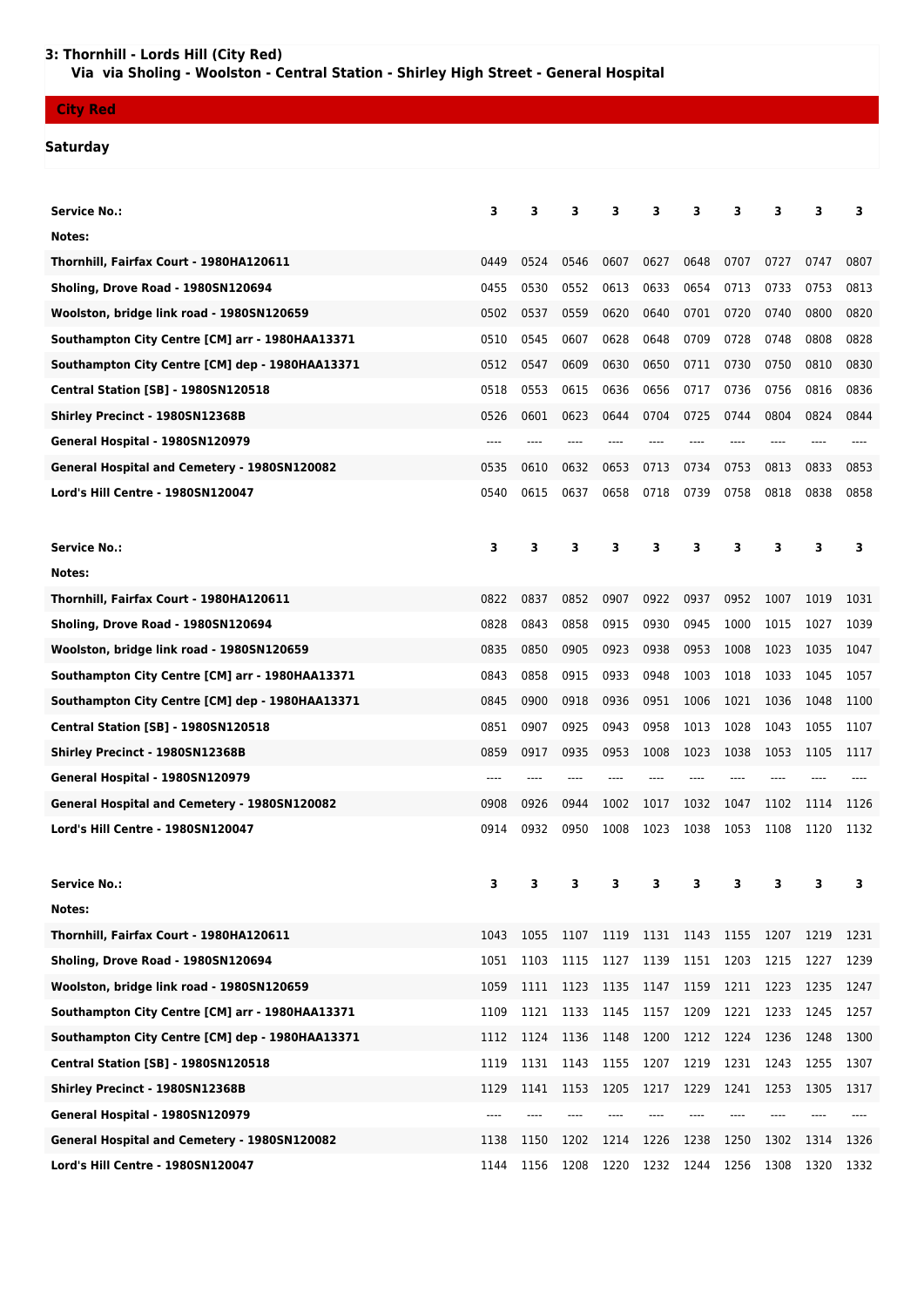## 3: Thornhill - Lords Hill (City Red)

**Via via Sholing - Woolston - Central Station - Shirley High Street - General Hospital**

**City Red**

**Saturday**

| Service No.: | 3 | 3 | 3 | 3 | 3 | 3 | 3 | 3 | 3 | 3 |
|---|---|---|---|---|---|---|---|---|---|---|
| Notes: | | | | | | | | | | |
| Thornhill, Fairfax Court - 1980HA120611 | 0449 | 0524 | 0546 | 0607 | 0627 | 0648 | 0707 | 0727 | 0747 | 0807 |
| Sholing, Drove Road - 1980SN120694 | 0455 | 0530 | 0552 | 0613 | 0633 | 0654 | 0713 | 0733 | 0753 | 0813 |
| Woolston, bridge link road - 1980SN120659 | 0502 | 0537 | 0559 | 0620 | 0640 | 0701 | 0720 | 0740 | 0800 | 0820 |
| Southampton City Centre [CM] arr - 1980HAA13371 | 0510 | 0545 | 0607 | 0628 | 0648 | 0709 | 0728 | 0748 | 0808 | 0828 |
| Southampton City Centre [CM] dep - 1980HAA13371 | 0512 | 0547 | 0609 | 0630 | 0650 | 0711 | 0730 | 0750 | 0810 | 0830 |
| Central Station [SB] - 1980SN120518 | 0518 | 0553 | 0615 | 0636 | 0656 | 0717 | 0736 | 0756 | 0816 | 0836 |
| Shirley Precinct - 1980SN12368B | 0526 | 0601 | 0623 | 0644 | 0704 | 0725 | 0744 | 0804 | 0824 | 0844 |
| General Hospital - 1980SN120979 | ---- | ---- | ---- | ---- | ---- | ---- | ---- | ---- | ---- | ---- |
| General Hospital and Cemetery - 1980SN120082 | 0535 | 0610 | 0632 | 0653 | 0713 | 0734 | 0753 | 0813 | 0833 | 0853 |
| Lord's Hill Centre - 1980SN120047 | 0540 | 0615 | 0637 | 0658 | 0718 | 0739 | 0758 | 0818 | 0838 | 0858 |

| Service No.: | 3 | 3 | 3 | 3 | 3 | 3 | 3 | 3 | 3 | 3 |
|---|---|---|---|---|---|---|---|---|---|---|
| Notes: | | | | | | | | | | |
| Thornhill, Fairfax Court - 1980HA120611 | 0822 | 0837 | 0852 | 0907 | 0922 | 0937 | 0952 | 1007 | 1019 | 1031 |
| Sholing, Drove Road - 1980SN120694 | 0828 | 0843 | 0858 | 0915 | 0930 | 0945 | 1000 | 1015 | 1027 | 1039 |
| Woolston, bridge link road - 1980SN120659 | 0835 | 0850 | 0905 | 0923 | 0938 | 0953 | 1008 | 1023 | 1035 | 1047 |
| Southampton City Centre [CM] arr - 1980HAA13371 | 0843 | 0858 | 0915 | 0933 | 0948 | 1003 | 1018 | 1033 | 1045 | 1057 |
| Southampton City Centre [CM] dep - 1980HAA13371 | 0845 | 0900 | 0918 | 0936 | 0951 | 1006 | 1021 | 1036 | 1048 | 1100 |
| Central Station [SB] - 1980SN120518 | 0851 | 0907 | 0925 | 0943 | 0958 | 1013 | 1028 | 1043 | 1055 | 1107 |
| Shirley Precinct - 1980SN12368B | 0859 | 0917 | 0935 | 0953 | 1008 | 1023 | 1038 | 1053 | 1105 | 1117 |
| General Hospital - 1980SN120979 | ---- | ---- | ---- | ---- | ---- | ---- | ---- | ---- | ---- | ---- |
| General Hospital and Cemetery - 1980SN120082 | 0908 | 0926 | 0944 | 1002 | 1017 | 1032 | 1047 | 1102 | 1114 | 1126 |
| Lord's Hill Centre - 1980SN120047 | 0914 | 0932 | 0950 | 1008 | 1023 | 1038 | 1053 | 1108 | 1120 | 1132 |

| Service No.: | 3 | 3 | 3 | 3 | 3 | 3 | 3 | 3 | 3 | 3 |
|---|---|---|---|---|---|---|---|---|---|---|
| Notes: | | | | | | | | | | |
| Thornhill, Fairfax Court - 1980HA120611 | 1043 | 1055 | 1107 | 1119 | 1131 | 1143 | 1155 | 1207 | 1219 | 1231 |
| Sholing, Drove Road - 1980SN120694 | 1051 | 1103 | 1115 | 1127 | 1139 | 1151 | 1203 | 1215 | 1227 | 1239 |
| Woolston, bridge link road - 1980SN120659 | 1059 | 1111 | 1123 | 1135 | 1147 | 1159 | 1211 | 1223 | 1235 | 1247 |
| Southampton City Centre [CM] arr - 1980HAA13371 | 1109 | 1121 | 1133 | 1145 | 1157 | 1209 | 1221 | 1233 | 1245 | 1257 |
| Southampton City Centre [CM] dep - 1980HAA13371 | 1112 | 1124 | 1136 | 1148 | 1200 | 1212 | 1224 | 1236 | 1248 | 1300 |
| Central Station [SB] - 1980SN120518 | 1119 | 1131 | 1143 | 1155 | 1207 | 1219 | 1231 | 1243 | 1255 | 1307 |
| Shirley Precinct - 1980SN12368B | 1129 | 1141 | 1153 | 1205 | 1217 | 1229 | 1241 | 1253 | 1305 | 1317 |
| General Hospital - 1980SN120979 | ---- | ---- | ---- | ---- | ---- | ---- | ---- | ---- | ---- | ---- |
| General Hospital and Cemetery - 1980SN120082 | 1138 | 1150 | 1202 | 1214 | 1226 | 1238 | 1250 | 1302 | 1314 | 1326 |
| Lord's Hill Centre - 1980SN120047 | 1144 | 1156 | 1208 | 1220 | 1232 | 1244 | 1256 | 1308 | 1320 | 1332 |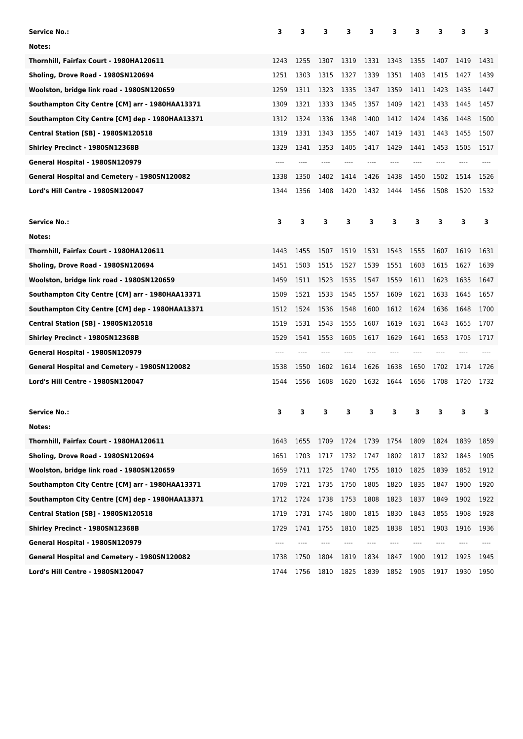| Service No.: | 3 | 3 | 3 | 3 | 3 | 3 | 3 | 3 | 3 | 3 |
| --- | --- | --- | --- | --- | --- | --- | --- | --- | --- | --- |
| Notes: | | | | | | | | | | |
| Thornhill, Fairfax Court - 1980HA120611 | 1243 | 1255 | 1307 | 1319 | 1331 | 1343 | 1355 | 1407 | 1419 | 1431 |
| Sholing, Drove Road - 1980SN120694 | 1251 | 1303 | 1315 | 1327 | 1339 | 1351 | 1403 | 1415 | 1427 | 1439 |
| Woolston, bridge link road - 1980SN120659 | 1259 | 1311 | 1323 | 1335 | 1347 | 1359 | 1411 | 1423 | 1435 | 1447 |
| Southampton City Centre [CM] arr - 1980HAA13371 | 1309 | 1321 | 1333 | 1345 | 1357 | 1409 | 1421 | 1433 | 1445 | 1457 |
| Southampton City Centre [CM] dep - 1980HAA13371 | 1312 | 1324 | 1336 | 1348 | 1400 | 1412 | 1424 | 1436 | 1448 | 1500 |
| Central Station [SB] - 1980SN120518 | 1319 | 1331 | 1343 | 1355 | 1407 | 1419 | 1431 | 1443 | 1455 | 1507 |
| Shirley Precinct - 1980SN12368B | 1329 | 1341 | 1353 | 1405 | 1417 | 1429 | 1441 | 1453 | 1505 | 1517 |
| General Hospital - 1980SN120979 | ---- | ---- | ---- | ---- | ---- | ---- | ---- | ---- | ---- | ---- |
| General Hospital and Cemetery - 1980SN120082 | 1338 | 1350 | 1402 | 1414 | 1426 | 1438 | 1450 | 1502 | 1514 | 1526 |
| Lord's Hill Centre - 1980SN120047 | 1344 | 1356 | 1408 | 1420 | 1432 | 1444 | 1456 | 1508 | 1520 | 1532 |

| Service No.: | 3 | 3 | 3 | 3 | 3 | 3 | 3 | 3 | 3 | 3 |
| --- | --- | --- | --- | --- | --- | --- | --- | --- | --- | --- |
| Notes: | | | | | | | | | | |
| Thornhill, Fairfax Court - 1980HA120611 | 1443 | 1455 | 1507 | 1519 | 1531 | 1543 | 1555 | 1607 | 1619 | 1631 |
| Sholing, Drove Road - 1980SN120694 | 1451 | 1503 | 1515 | 1527 | 1539 | 1551 | 1603 | 1615 | 1627 | 1639 |
| Woolston, bridge link road - 1980SN120659 | 1459 | 1511 | 1523 | 1535 | 1547 | 1559 | 1611 | 1623 | 1635 | 1647 |
| Southampton City Centre [CM] arr - 1980HAA13371 | 1509 | 1521 | 1533 | 1545 | 1557 | 1609 | 1621 | 1633 | 1645 | 1657 |
| Southampton City Centre [CM] dep - 1980HAA13371 | 1512 | 1524 | 1536 | 1548 | 1600 | 1612 | 1624 | 1636 | 1648 | 1700 |
| Central Station [SB] - 1980SN120518 | 1519 | 1531 | 1543 | 1555 | 1607 | 1619 | 1631 | 1643 | 1655 | 1707 |
| Shirley Precinct - 1980SN12368B | 1529 | 1541 | 1553 | 1605 | 1617 | 1629 | 1641 | 1653 | 1705 | 1717 |
| General Hospital - 1980SN120979 | ---- | ---- | ---- | ---- | ---- | ---- | ---- | ---- | ---- | ---- |
| General Hospital and Cemetery - 1980SN120082 | 1538 | 1550 | 1602 | 1614 | 1626 | 1638 | 1650 | 1702 | 1714 | 1726 |
| Lord's Hill Centre - 1980SN120047 | 1544 | 1556 | 1608 | 1620 | 1632 | 1644 | 1656 | 1708 | 1720 | 1732 |

| Service No.: | 3 | 3 | 3 | 3 | 3 | 3 | 3 | 3 | 3 | 3 |
| --- | --- | --- | --- | --- | --- | --- | --- | --- | --- | --- |
| Notes: | | | | | | | | | | |
| Thornhill, Fairfax Court - 1980HA120611 | 1643 | 1655 | 1709 | 1724 | 1739 | 1754 | 1809 | 1824 | 1839 | 1859 |
| Sholing, Drove Road - 1980SN120694 | 1651 | 1703 | 1717 | 1732 | 1747 | 1802 | 1817 | 1832 | 1845 | 1905 |
| Woolston, bridge link road - 1980SN120659 | 1659 | 1711 | 1725 | 1740 | 1755 | 1810 | 1825 | 1839 | 1852 | 1912 |
| Southampton City Centre [CM] arr - 1980HAA13371 | 1709 | 1721 | 1735 | 1750 | 1805 | 1820 | 1835 | 1847 | 1900 | 1920 |
| Southampton City Centre [CM] dep - 1980HAA13371 | 1712 | 1724 | 1738 | 1753 | 1808 | 1823 | 1837 | 1849 | 1902 | 1922 |
| Central Station [SB] - 1980SN120518 | 1719 | 1731 | 1745 | 1800 | 1815 | 1830 | 1843 | 1855 | 1908 | 1928 |
| Shirley Precinct - 1980SN12368B | 1729 | 1741 | 1755 | 1810 | 1825 | 1838 | 1851 | 1903 | 1916 | 1936 |
| General Hospital - 1980SN120979 | ---- | ---- | ---- | ---- | ---- | ---- | ---- | ---- | ---- | ---- |
| General Hospital and Cemetery - 1980SN120082 | 1738 | 1750 | 1804 | 1819 | 1834 | 1847 | 1900 | 1912 | 1925 | 1945 |
| Lord's Hill Centre - 1980SN120047 | 1744 | 1756 | 1810 | 1825 | 1839 | 1852 | 1905 | 1917 | 1930 | 1950 |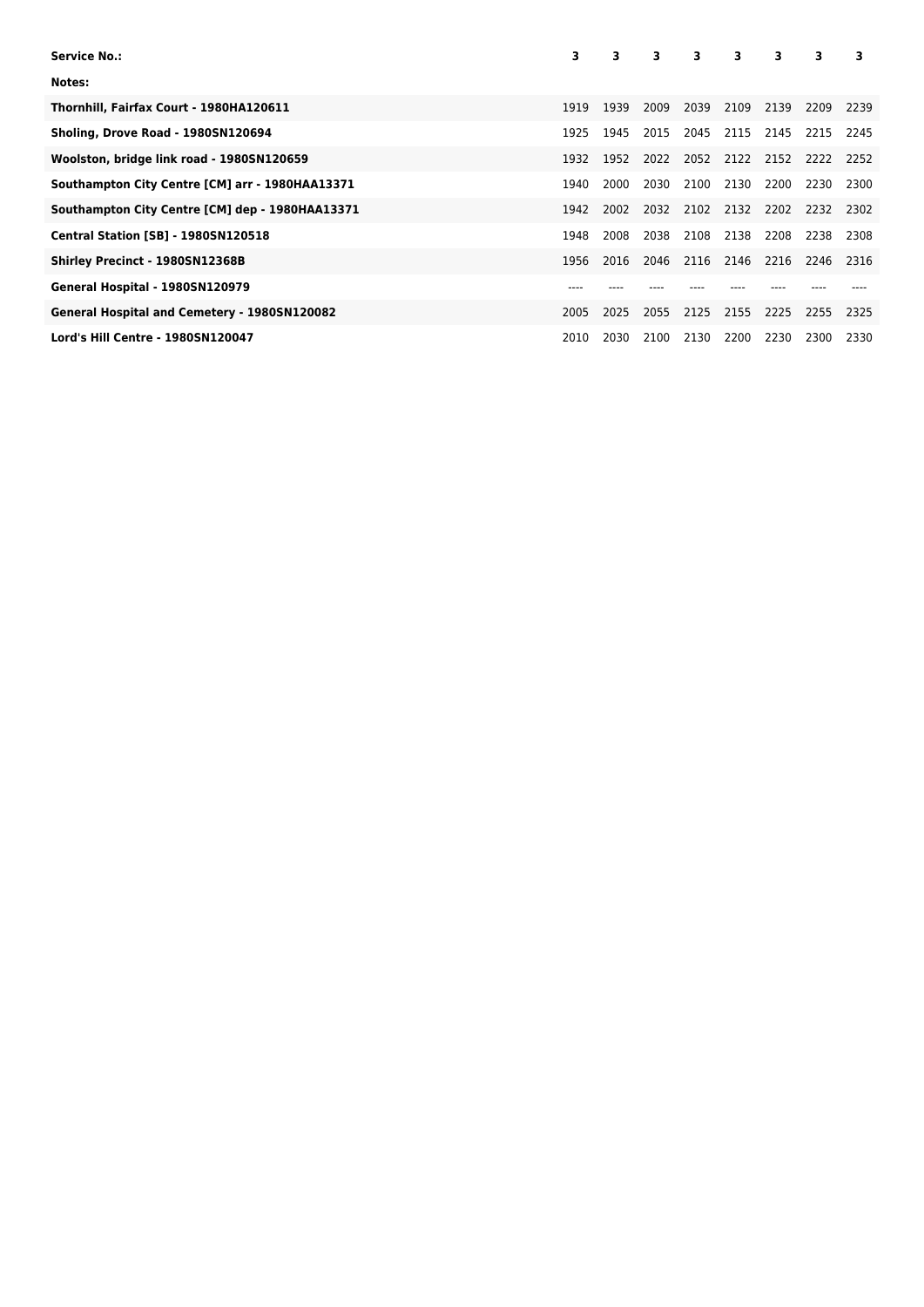| Service No.: | 3 | 3 | 3 | 3 | 3 | 3 | 3 | 3 |
|---|---|---|---|---|---|---|---|---|
| Notes: | | | | | | | | |
| Thornhill, Fairfax Court - 1980HA120611 | 1919 | 1939 | 2009 | 2039 | 2109 | 2139 | 2209 | 2239 |
| Sholing, Drove Road - 1980SN120694 | 1925 | 1945 | 2015 | 2045 | 2115 | 2145 | 2215 | 2245 |
| Woolston, bridge link road - 1980SN120659 | 1932 | 1952 | 2022 | 2052 | 2122 | 2152 | 2222 | 2252 |
| Southampton City Centre [CM] arr - 1980HAA13371 | 1940 | 2000 | 2030 | 2100 | 2130 | 2200 | 2230 | 2300 |
| Southampton City Centre [CM] dep - 1980HAA13371 | 1942 | 2002 | 2032 | 2102 | 2132 | 2202 | 2232 | 2302 |
| Central Station [SB] - 1980SN120518 | 1948 | 2008 | 2038 | 2108 | 2138 | 2208 | 2238 | 2308 |
| Shirley Precinct - 1980SN12368B | 1956 | 2016 | 2046 | 2116 | 2146 | 2216 | 2246 | 2316 |
| General Hospital - 1980SN120979 | ---- | ---- | ---- | ---- | ---- | ---- | ---- | ---- |
| General Hospital and Cemetery - 1980SN120082 | 2005 | 2025 | 2055 | 2125 | 2155 | 2225 | 2255 | 2325 |
| Lord's Hill Centre - 1980SN120047 | 2010 | 2030 | 2100 | 2130 | 2200 | 2230 | 2300 | 2330 |